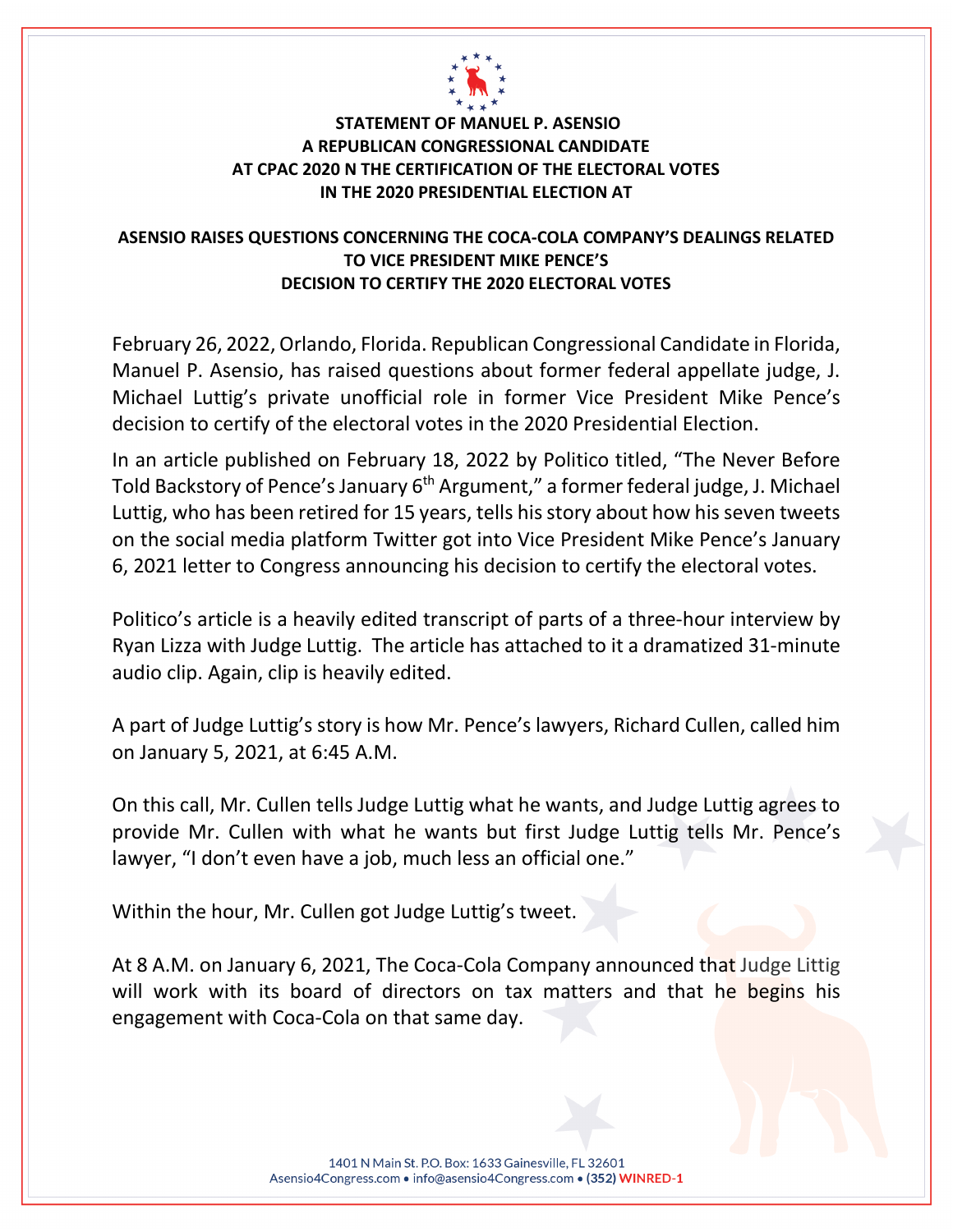**STATEMENT OF MANUEL P. ASENSIO**
**A REPUBLICAN CONGRESSIONAL CANDIDATE**
**AT CPAC 2020 N THE CERTIFICATION OF THE ELECTORAL VOTES**
**IN THE 2020 PRESIDENTIAL ELECTION AT**

**ASENSIO RAISES QUESTIONS CONCERNING THE COCA-COLA COMPANY'S DEALINGS RELATED TO VICE PRESIDENT MIKE PENCE'S DECISION TO CERTIFY THE 2020 ELECTORAL VOTES**

February 26, 2022, Orlando, Florida. Republican Congressional Candidate in Florida, Manuel P. Asensio, has raised questions about former federal appellate judge, J. Michael Luttig's private unofficial role in former Vice President Mike Pence's decision to certify of the electoral votes in the 2020 Presidential Election.

In an article published on February 18, 2022 by Politico titled, "The Never Before Told Backstory of Pence's January 6th Argument," a former federal judge, J. Michael Luttig, who has been retired for 15 years, tells his story about how his seven tweets on the social media platform Twitter got into Vice President Mike Pence's January 6, 2021 letter to Congress announcing his decision to certify the electoral votes.

Politico's article is a heavily edited transcript of parts of a three-hour interview by Ryan Lizza with Judge Luttig. The article has attached to it a dramatized 31-minute audio clip. Again, clip is heavily edited.

A part of Judge Luttig's story is how Mr. Pence's lawyers, Richard Cullen, called him on January 5, 2021, at 6:45 A.M.

On this call, Mr. Cullen tells Judge Luttig what he wants, and Judge Luttig agrees to provide Mr. Cullen with what he wants but first Judge Luttig tells Mr. Pence's lawyer, "I don't even have a job, much less an official one."

Within the hour, Mr. Cullen got Judge Luttig's tweet.

At 8 A.M. on January 6, 2021, The Coca-Cola Company announced that Judge Littig will work with its board of directors on tax matters and that he begins his engagement with Coca-Cola on that same day.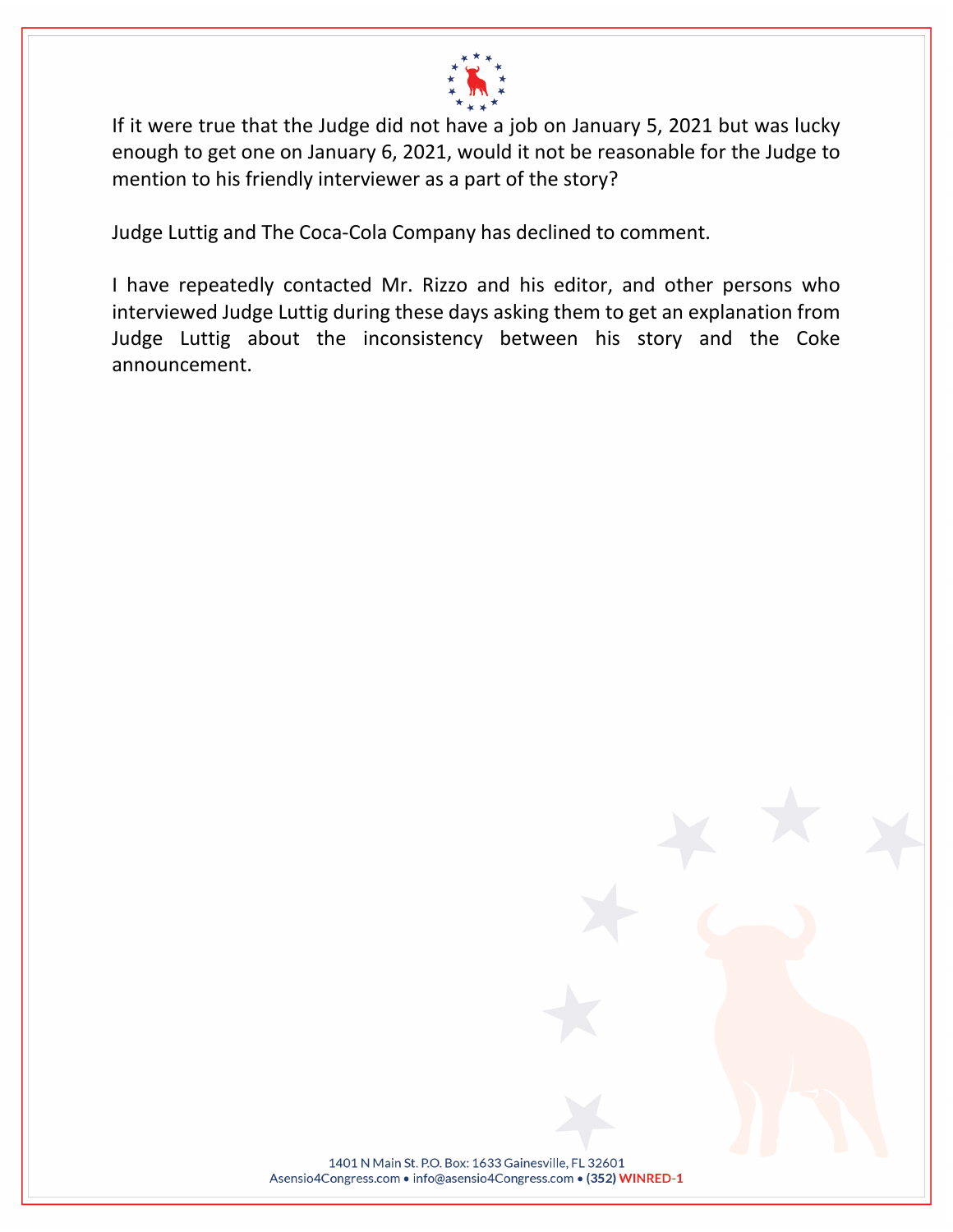If it were true that the Judge did not have a job on January 5, 2021 but was lucky enough to get one on January 6, 2021, would it not be reasonable for the Judge to mention to his friendly interviewer as a part of the story?

Judge Luttig and The Coca-Cola Company has declined to comment.

I have repeatedly contacted Mr. Rizzo and his editor, and other persons who interviewed Judge Luttig during these days asking them to get an explanation from Judge Luttig about the inconsistency between his story and the Coke announcement.